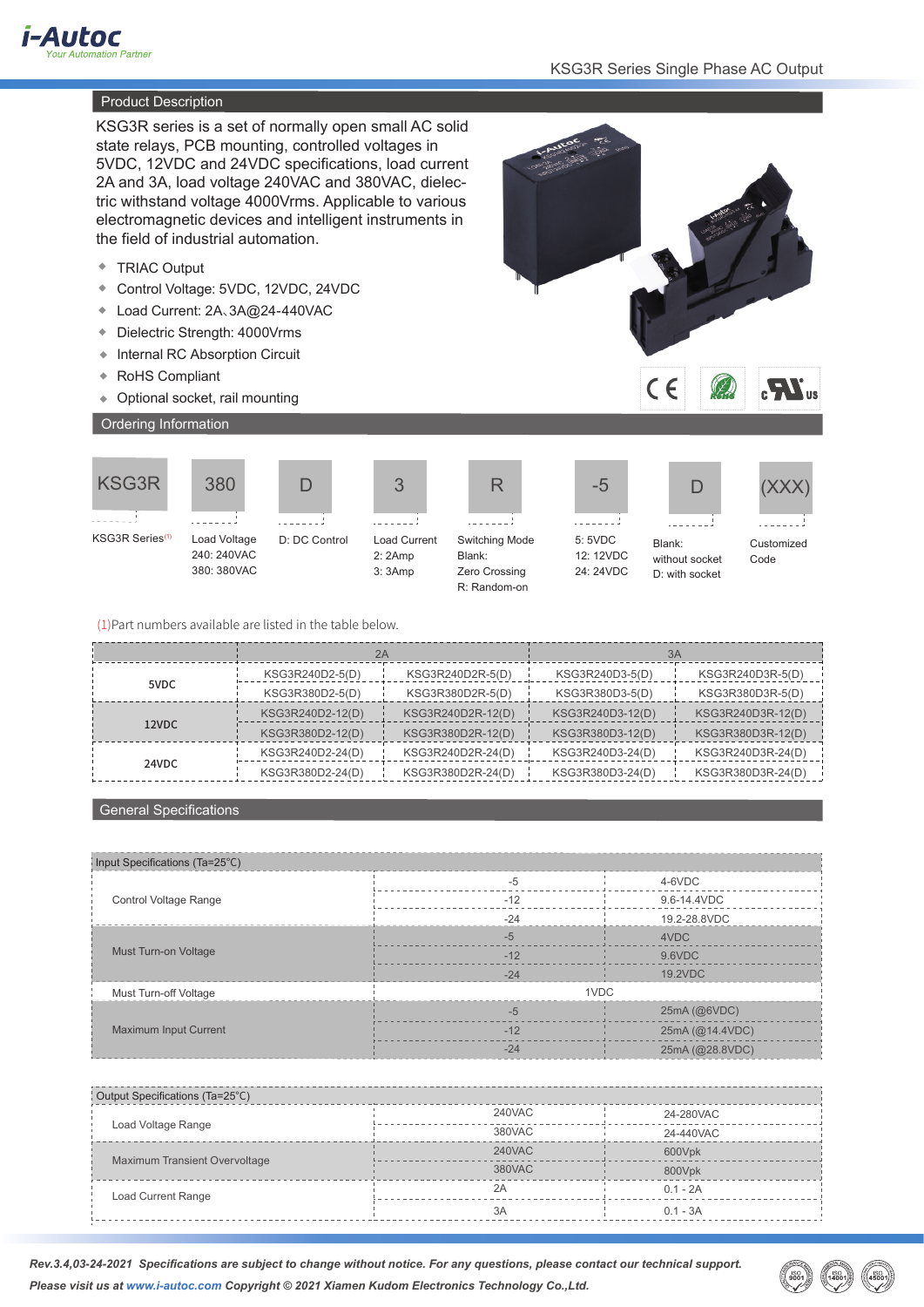## Product Description

KSG3R series is a set of normally open small AC solid state relays, PCB mounting, controlled voltages in 5VDC, 12VDC and 24VDC specifications, load current 2A and 3A, load voltage 240VAC and 380VAC, dielectric withstand voltage 4000Vrms. Applicable to various electromagnetic devices and intelligent instruments in the field of industrial automation.

- TRIAC Output
- Control Voltage: 5VDC, 12VDC, 24VDC
- Load Current: 2A、3A@24-440VAC
- Dielectric Strength: 4000Vrms
- Internal RC Absorption Circuit
- RoHS Compliant
- Optional socket, rail mounting

## Ordering Information

| KSG3R | 380 | D | 3 | R | -5 | D | (XXX) |
|---|---|---|---|---|---|---|---|
| KSG3R Series[1] | Load Voltage<br>240: 240VAC<br>380: 380VAC | D: DC Control | Load Current<br>2: 2Amp<br>3: 3Amp | Switching Mode<br>Blank: Zero Crossing<br>R: Random-on | 5: 5VDC<br>12: 12VDC<br>24: 24VDC | Blank: without socket<br>D: with socket | Customized Code |

(1)Part numbers available are listed in the table below.

| | 2A | | 3A | |
|---|---|---|---|---|
| 5VDC | KSG3R240D2-5(D) | KSG3R240D2R-5(D) | KSG3R240D3-5(D) | KSG3R240D3R-5(D) |
| | KSG3R380D2-5(D) | KSG3R380D2R-5(D) | KSG3R380D3-5(D) | KSG3R380D3R-5(D) |
| 12VDC | KSG3R240D2-12(D) | KSG3R240D2R-12(D) | KSG3R240D3-12(D) | KSG3R240D3R-12(D) |
| | KSG3R380D2-12(D) | KSG3R380D2R-12(D) | KSG3R380D3-12(D) | KSG3R380D3R-12(D) |
| 24VDC | KSG3R240D2-24(D) | KSG3R240D2R-24(D) | KSG3R240D3-24(D) | KSG3R240D3R-24(D) |
| | KSG3R380D2-24(D) | KSG3R380D2R-24(D) | KSG3R380D3-24(D) | KSG3R380D3R-24(D) |

## General Specifications

| Input Specifications (Ta=25°C) | | |
|---|---|---|
| Control Voltage Range | -5 | 4-6VDC |
| | -12 | 9.6-14.4VDC |
| | -24 | 19.2-28.8VDC |
| Must Turn-on Voltage | -5 | 4VDC |
| | -12 | 9.6VDC |
| | -24 | 19.2VDC |
| Must Turn-off Voltage | 1VDC | |
| Maximum Input Current | -5 | 25mA (@6VDC) |
| | -12 | 25mA (@14.4VDC) |
| | -24 | 25mA (@28.8VDC) |

| Output Specifications (Ta=25°C) | | |
|---|---|---|
| Load Voltage Range | 240VAC | 24-280VAC |
| | 380VAC | 24-440VAC |
| Maximum Transient Overvoltage | 240VAC | 600Vpk |
| | 380VAC | 800Vpk |
| Load Current Range | 2A | 0.1 - 2A |
| | 3A | 0.1 - 3A |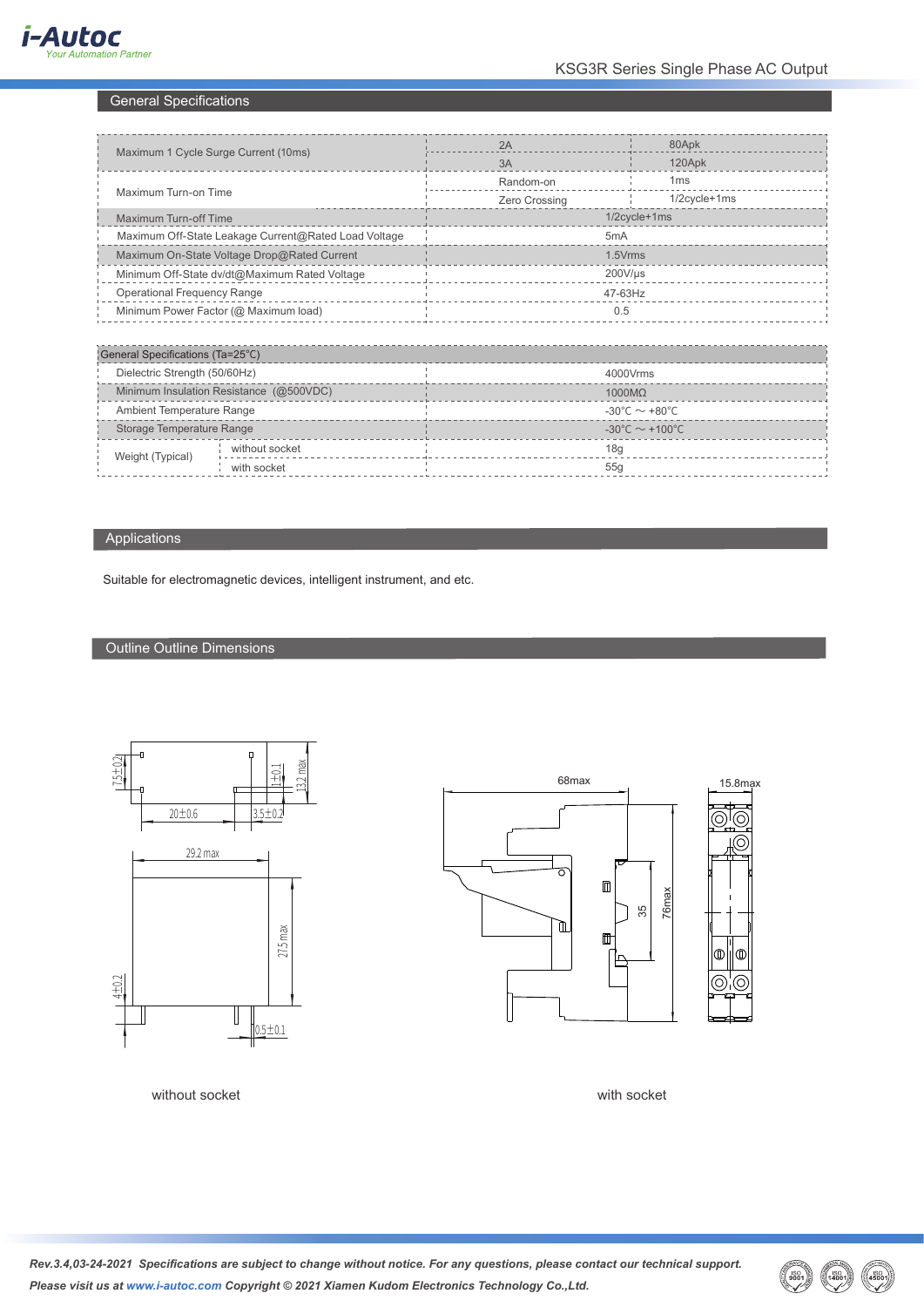## General Specifications

| Parameter | | Value |
|---|---|---|
| Maximum 1 Cycle Surge Current (10ms) | 2A | 80Apk |
| | 3A | 120Apk |
| Maximum Turn-on Time | Random-on | 1ms |
| | Zero Crossing | 1/2cycle+1ms |
| Maximum Turn-off Time | | 1/2cycle+1ms |
| Maximum Off-State Leakage Current@Rated Load Voltage | | 5mA |
| Maximum On-State Voltage Drop@Rated Current | | 1.5Vrms |
| Minimum Off-State dv/dt@Maximum Rated Voltage | | 200V/μs |
| Operational Frequency Range | | 47-63Hz |
| Minimum Power Factor (@ Maximum load) | | 0.5 |

| General Specifications (Ta=25°C) | | |
|---|---|---|
| Dielectric Strength (50/60Hz) | | 4000Vrms |
| Minimum Insulation Resistance (@500VDC) | | 1000MΩ |
| Ambient Temperature Range | | -30°C ～ +80°C |
| Storage Temperature Range | | -30°C ～ +100°C |
| Weight (Typical) | without socket | 18g |
| | with socket | 55g |

## Applications

Suitable for electromagnetic devices, intelligent instrument, and etc.

## Outline Outline Dimensions

without socket

with socket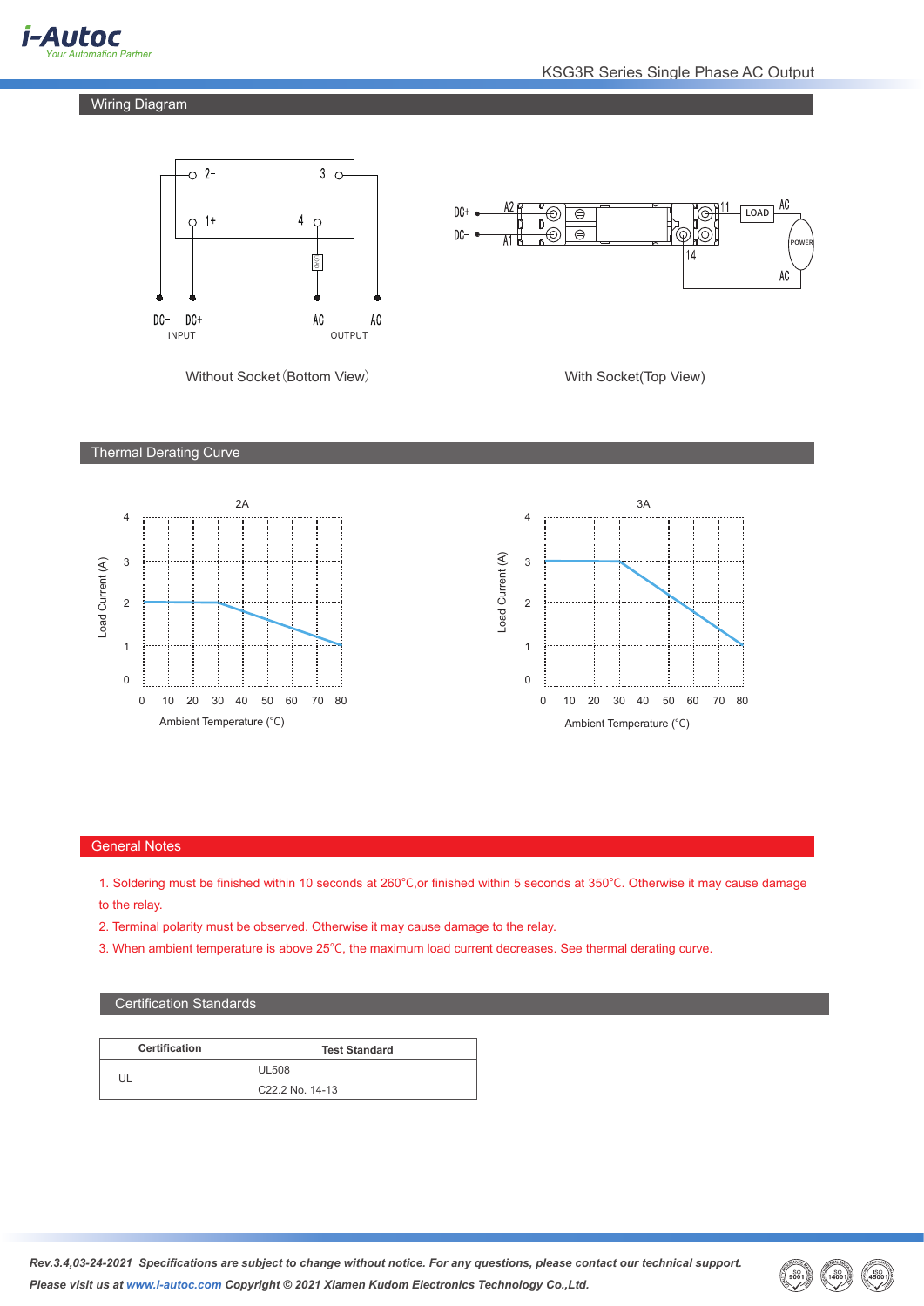## Wiring Diagram

2-
3
1+
4
DC- DC+
INPUT
AC AC
OUTPUT

Without Socket（Bottom View）

DC+
DC-
A2
A1
11
14
LOAD
AC
POWER
AC

With Socket(Top View)

## Thermal Derating Curve

2A

Load Current (A)

4
3
2
1
0

0 10 20 30 40 50 60 70 80

Ambient Temperature (°C)

3A

Load Current (A)

4
3
2
1
0

0 10 20 30 40 50 60 70 80

Ambient Temperature (°C)

## General Notes

1. Soldering must be finished within 10 seconds at 260°C,or finished within 5 seconds at 350°C. Otherwise it may cause damage to the relay.
2. Terminal polarity must be observed. Otherwise it may cause damage to the relay.
3. When ambient temperature is above 25°C, the maximum load current decreases. See thermal derating curve.

## Certification Standards

| Certification | Test Standard |
|---|---|
| UL | UL508<br>C22.2 No. 14-13 |

*Rev.3.4,03-24-2021 Specifications are subject to change without notice. For any questions, please contact our technical support.*
*Please visit us at www.i-autoc.com Copyright © 2021 Xiamen Kudom Electronics Technology Co.,Ltd.*